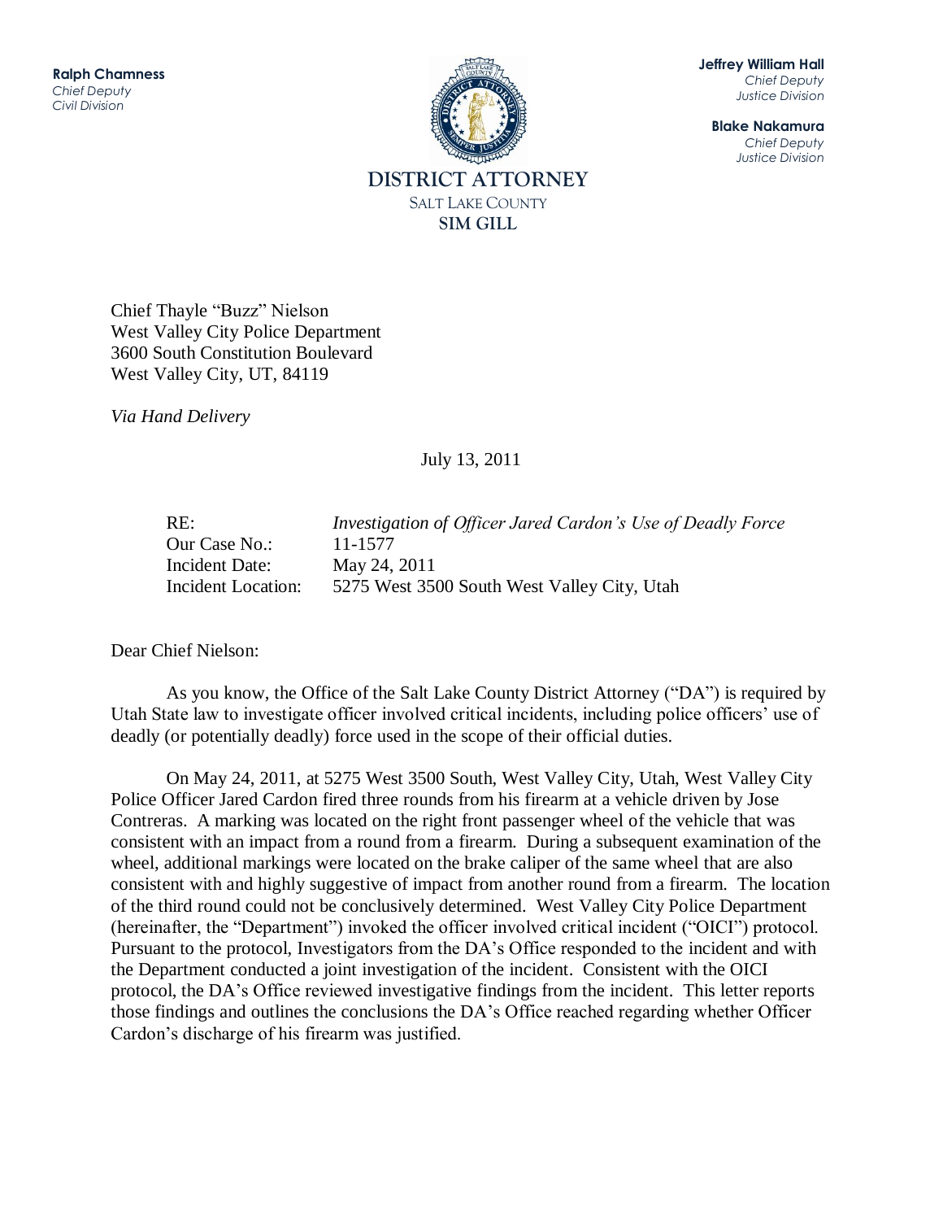**Ralph Chamness**
*Chief Deputy*
*Civil Division*

**Jeffrey William Hall**
*Chief Deputy*
*Justice Division*

**Blake Nakamura**
*Chief Deputy*
*Justice Division*

**DISTRICT ATTORNEY**
SALT LAKE COUNTY
**SIM GILL**

Chief Thayle "Buzz" Nielson
West Valley City Police Department
3600 South Constitution Boulevard
West Valley City, UT, 84119

*Via Hand Delivery*

July 13, 2011

| | |
|---|---|
| RE: | *Investigation of Officer Jared Cardon's Use of Deadly Force* |
| Our Case No.: | 11-1577 |
| Incident Date: | May 24, 2011 |
| Incident Location: | 5275 West 3500 South West Valley City, Utah |

Dear Chief Nielson:

As you know, the Office of the Salt Lake County District Attorney ("DA") is required by Utah State law to investigate officer involved critical incidents, including police officers' use of deadly (or potentially deadly) force used in the scope of their official duties.

On May 24, 2011, at 5275 West 3500 South, West Valley City, Utah, West Valley City Police Officer Jared Cardon fired three rounds from his firearm at a vehicle driven by Jose Contreras. A marking was located on the right front passenger wheel of the vehicle that was consistent with an impact from a round from a firearm. During a subsequent examination of the wheel, additional markings were located on the brake caliper of the same wheel that are also consistent with and highly suggestive of impact from another round from a firearm. The location of the third round could not be conclusively determined. West Valley City Police Department (hereinafter, the "Department") invoked the officer involved critical incident ("OICI") protocol. Pursuant to the protocol, Investigators from the DA's Office responded to the incident and with the Department conducted a joint investigation of the incident. Consistent with the OICI protocol, the DA's Office reviewed investigative findings from the incident. This letter reports those findings and outlines the conclusions the DA's Office reached regarding whether Officer Cardon's discharge of his firearm was justified.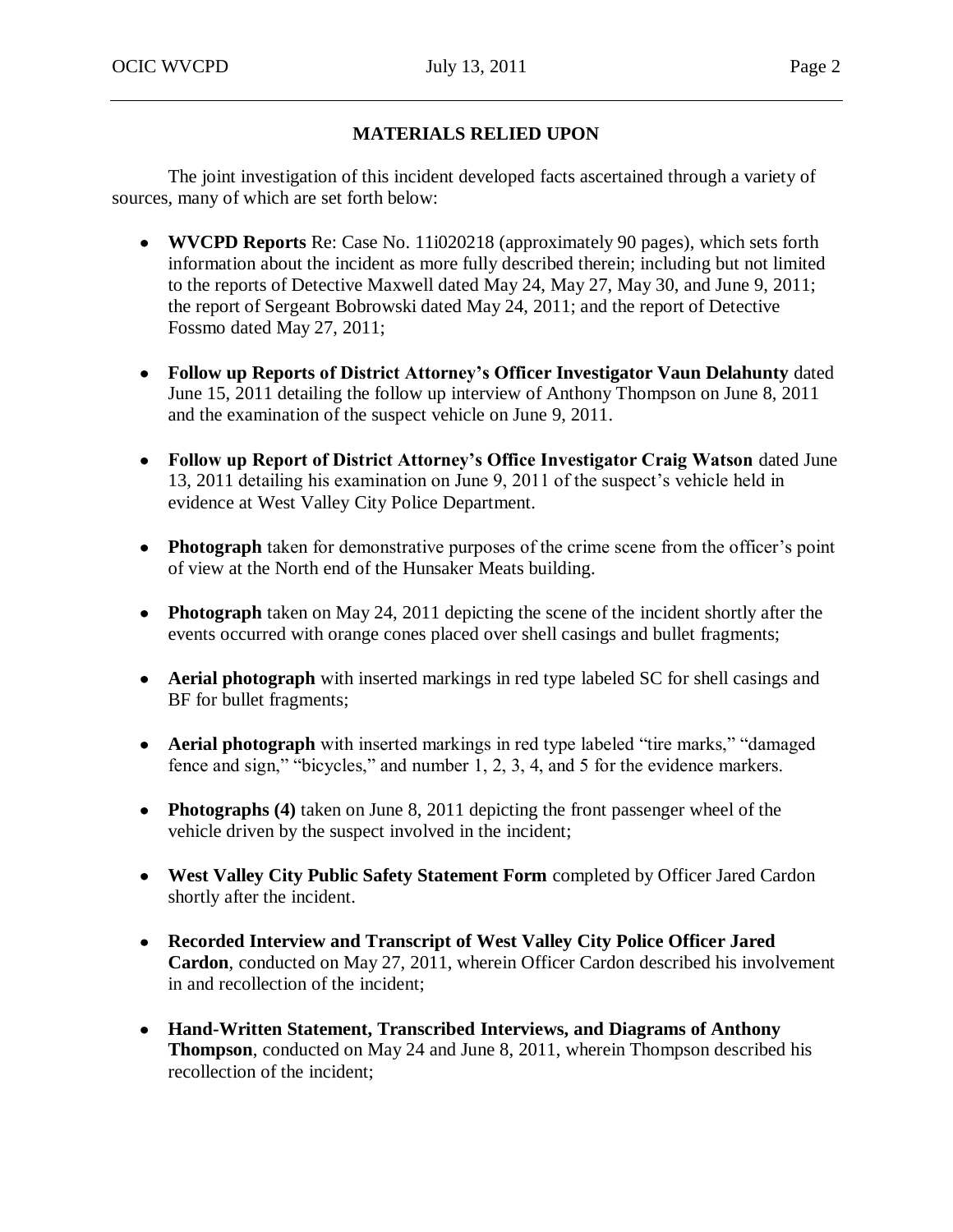## MATERIALS RELIED UPON

The joint investigation of this incident developed facts ascertained through a variety of sources, many of which are set forth below:

- **WVCPD Reports** Re: Case No. 11i020218 (approximately 90 pages), which sets forth information about the incident as more fully described therein; including but not limited to the reports of Detective Maxwell dated May 24, May 27, May 30, and June 9, 2011; the report of Sergeant Bobrowski dated May 24, 2011; and the report of Detective Fossmo dated May 27, 2011;

- **Follow up Reports of District Attorney's Officer Investigator Vaun Delahunty** dated June 15, 2011 detailing the follow up interview of Anthony Thompson on June 8, 2011 and the examination of the suspect vehicle on June 9, 2011.

- **Follow up Report of District Attorney's Office Investigator Craig Watson** dated June 13, 2011 detailing his examination on June 9, 2011 of the suspect's vehicle held in evidence at West Valley City Police Department.

- **Photograph** taken for demonstrative purposes of the crime scene from the officer's point of view at the North end of the Hunsaker Meats building.

- **Photograph** taken on May 24, 2011 depicting the scene of the incident shortly after the events occurred with orange cones placed over shell casings and bullet fragments;

- **Aerial photograph** with inserted markings in red type labeled SC for shell casings and BF for bullet fragments;

- **Aerial photograph** with inserted markings in red type labeled "tire marks," "damaged fence and sign," "bicycles," and number 1, 2, 3, 4, and 5 for the evidence markers.

- **Photographs (4)** taken on June 8, 2011 depicting the front passenger wheel of the vehicle driven by the suspect involved in the incident;

- **West Valley City Public Safety Statement Form** completed by Officer Jared Cardon shortly after the incident.

- **Recorded Interview and Transcript of West Valley City Police Officer Jared Cardon**, conducted on May 27, 2011, wherein Officer Cardon described his involvement in and recollection of the incident;

- **Hand-Written Statement, Transcribed Interviews, and Diagrams of Anthony Thompson**, conducted on May 24 and June 8, 2011, wherein Thompson described his recollection of the incident;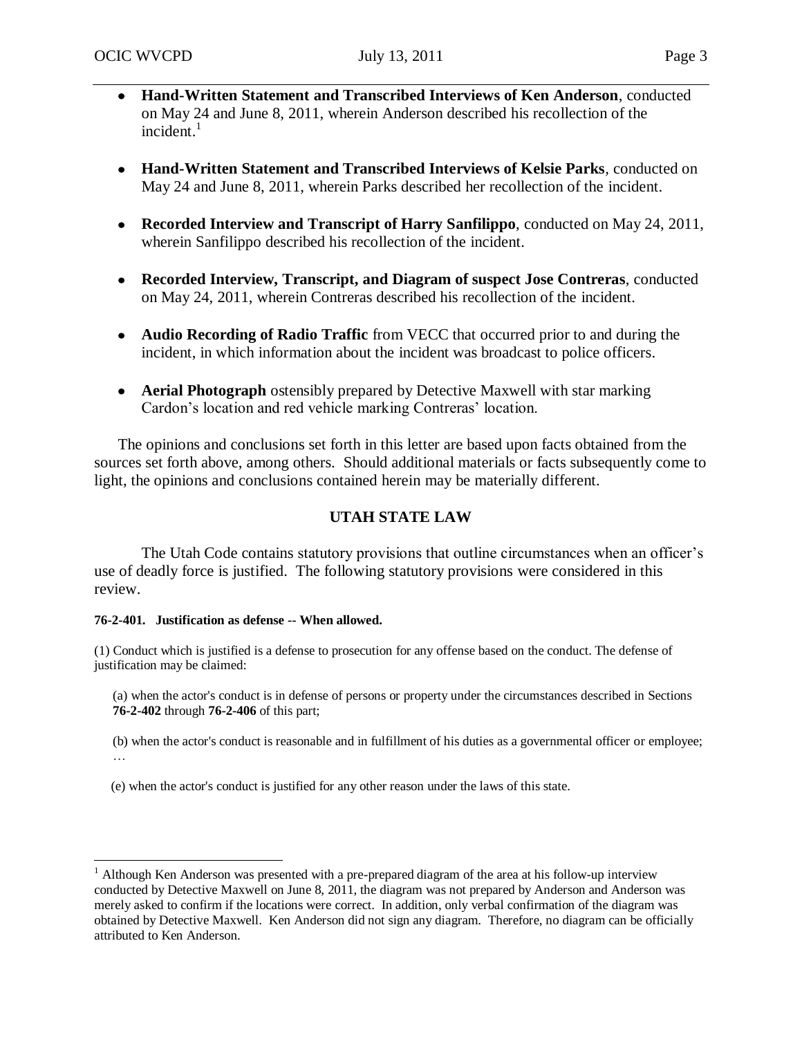- **Hand-Written Statement and Transcribed Interviews of Ken Anderson**, conducted on May 24 and June 8, 2011, wherein Anderson described his recollection of the incident.[1]

- **Hand-Written Statement and Transcribed Interviews of Kelsie Parks**, conducted on May 24 and June 8, 2011, wherein Parks described her recollection of the incident.

- **Recorded Interview and Transcript of Harry Sanfilippo**, conducted on May 24, 2011, wherein Sanfilippo described his recollection of the incident.

- **Recorded Interview, Transcript, and Diagram of suspect Jose Contreras**, conducted on May 24, 2011, wherein Contreras described his recollection of the incident.

- **Audio Recording of Radio Traffic** from VECC that occurred prior to and during the incident, in which information about the incident was broadcast to police officers.

- **Aerial Photograph** ostensibly prepared by Detective Maxwell with star marking Cardon's location and red vehicle marking Contreras' location.

The opinions and conclusions set forth in this letter are based upon facts obtained from the sources set forth above, among others. Should additional materials or facts subsequently come to light, the opinions and conclusions contained herein may be materially different.

## UTAH STATE LAW

The Utah Code contains statutory provisions that outline circumstances when an officer's use of deadly force is justified. The following statutory provisions were considered in this review.

**76-2-401. Justification as defense -- When allowed.**

(1) Conduct which is justified is a defense to prosecution for any offense based on the conduct. The defense of justification may be claimed:

(a) when the actor's conduct is in defense of persons or property under the circumstances described in Sections **76-2-402** through **76-2-406** of this part;

(b) when the actor's conduct is reasonable and in fulfillment of his duties as a governmental officer or employee;
…

(e) when the actor's conduct is justified for any other reason under the laws of this state.

---

[1] Although Ken Anderson was presented with a pre-prepared diagram of the area at his follow-up interview conducted by Detective Maxwell on June 8, 2011, the diagram was not prepared by Anderson and Anderson was merely asked to confirm if the locations were correct. In addition, only verbal confirmation of the diagram was obtained by Detective Maxwell. Ken Anderson did not sign any diagram. Therefore, no diagram can be officially attributed to Ken Anderson.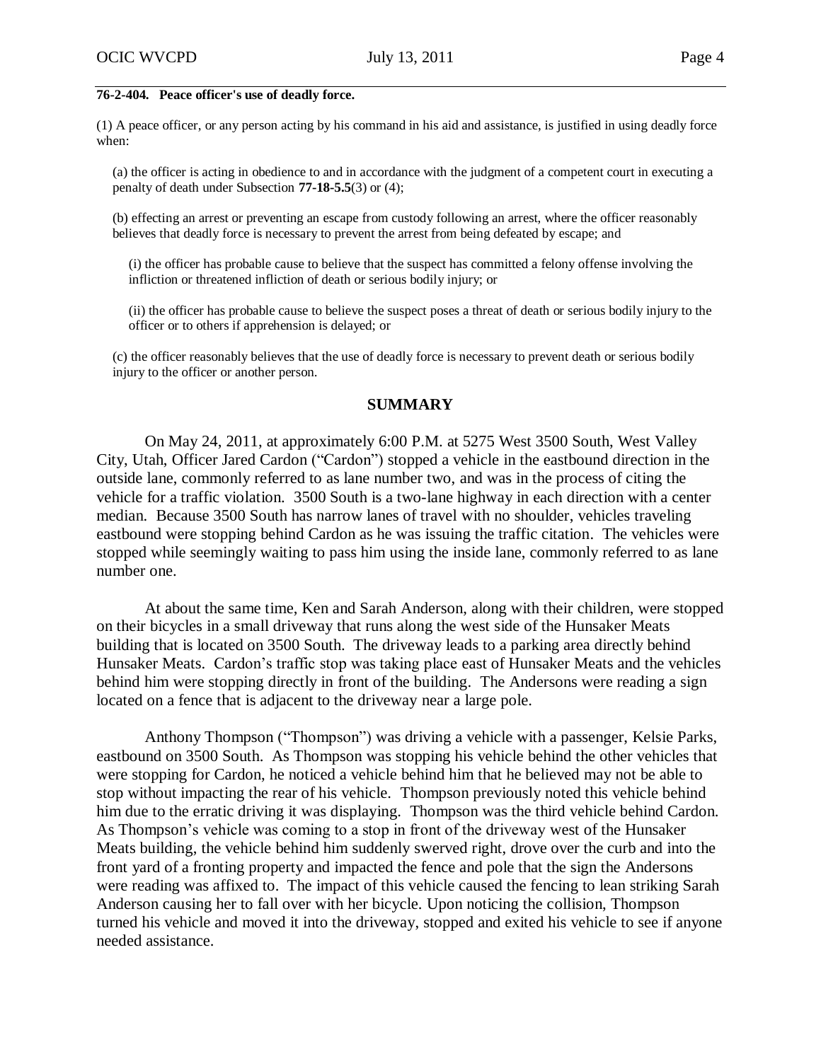**76-2-404. Peace officer's use of deadly force.**

(1) A peace officer, or any person acting by his command in his aid and assistance, is justified in using deadly force when:

(a) the officer is acting in obedience to and in accordance with the judgment of a competent court in executing a penalty of death under Subsection **77-18-5.5**(3) or (4);

(b) effecting an arrest or preventing an escape from custody following an arrest, where the officer reasonably believes that deadly force is necessary to prevent the arrest from being defeated by escape; and

(i) the officer has probable cause to believe that the suspect has committed a felony offense involving the infliction or threatened infliction of death or serious bodily injury; or

(ii) the officer has probable cause to believe the suspect poses a threat of death or serious bodily injury to the officer or to others if apprehension is delayed; or

(c) the officer reasonably believes that the use of deadly force is necessary to prevent death or serious bodily injury to the officer or another person.

## SUMMARY

On May 24, 2011, at approximately 6:00 P.M. at 5275 West 3500 South, West Valley City, Utah, Officer Jared Cardon ("Cardon") stopped a vehicle in the eastbound direction in the outside lane, commonly referred to as lane number two, and was in the process of citing the vehicle for a traffic violation. 3500 South is a two-lane highway in each direction with a center median. Because 3500 South has narrow lanes of travel with no shoulder, vehicles traveling eastbound were stopping behind Cardon as he was issuing the traffic citation. The vehicles were stopped while seemingly waiting to pass him using the inside lane, commonly referred to as lane number one.

At about the same time, Ken and Sarah Anderson, along with their children, were stopped on their bicycles in a small driveway that runs along the west side of the Hunsaker Meats building that is located on 3500 South. The driveway leads to a parking area directly behind Hunsaker Meats. Cardon's traffic stop was taking place east of Hunsaker Meats and the vehicles behind him were stopping directly in front of the building. The Andersons were reading a sign located on a fence that is adjacent to the driveway near a large pole.

Anthony Thompson ("Thompson") was driving a vehicle with a passenger, Kelsie Parks, eastbound on 3500 South. As Thompson was stopping his vehicle behind the other vehicles that were stopping for Cardon, he noticed a vehicle behind him that he believed may not be able to stop without impacting the rear of his vehicle. Thompson previously noted this vehicle behind him due to the erratic driving it was displaying. Thompson was the third vehicle behind Cardon. As Thompson's vehicle was coming to a stop in front of the driveway west of the Hunsaker Meats building, the vehicle behind him suddenly swerved right, drove over the curb and into the front yard of a fronting property and impacted the fence and pole that the sign the Andersons were reading was affixed to. The impact of this vehicle caused the fencing to lean striking Sarah Anderson causing her to fall over with her bicycle. Upon noticing the collision, Thompson turned his vehicle and moved it into the driveway, stopped and exited his vehicle to see if anyone needed assistance.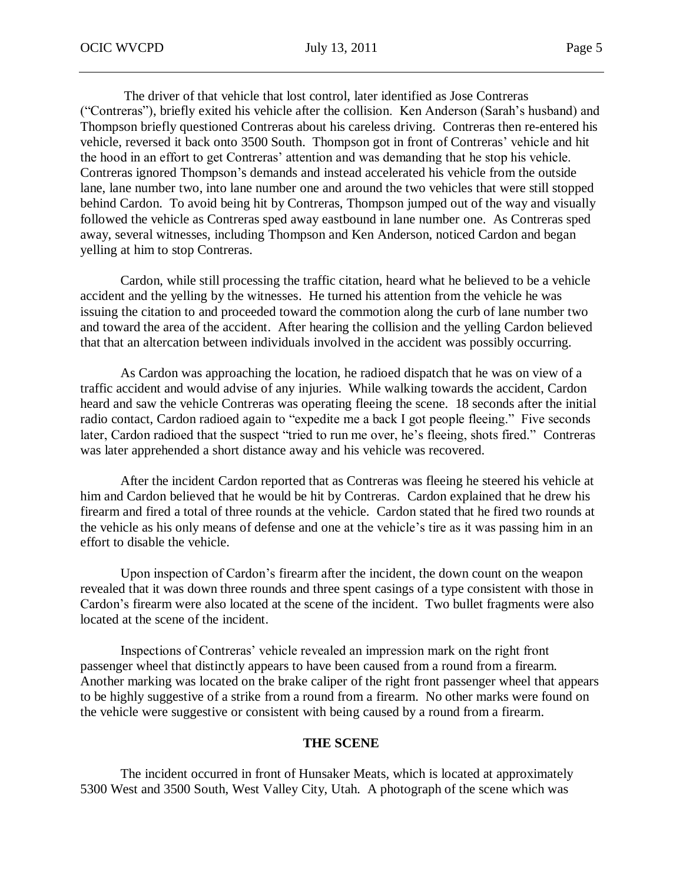The driver of that vehicle that lost control, later identified as Jose Contreras ("Contreras"), briefly exited his vehicle after the collision. Ken Anderson (Sarah's husband) and Thompson briefly questioned Contreras about his careless driving. Contreras then re-entered his vehicle, reversed it back onto 3500 South. Thompson got in front of Contreras' vehicle and hit the hood in an effort to get Contreras' attention and was demanding that he stop his vehicle. Contreras ignored Thompson's demands and instead accelerated his vehicle from the outside lane, lane number two, into lane number one and around the two vehicles that were still stopped behind Cardon. To avoid being hit by Contreras, Thompson jumped out of the way and visually followed the vehicle as Contreras sped away eastbound in lane number one. As Contreras sped away, several witnesses, including Thompson and Ken Anderson, noticed Cardon and began yelling at him to stop Contreras.

Cardon, while still processing the traffic citation, heard what he believed to be a vehicle accident and the yelling by the witnesses. He turned his attention from the vehicle he was issuing the citation to and proceeded toward the commotion along the curb of lane number two and toward the area of the accident. After hearing the collision and the yelling Cardon believed that that an altercation between individuals involved in the accident was possibly occurring.

As Cardon was approaching the location, he radioed dispatch that he was on view of a traffic accident and would advise of any injuries. While walking towards the accident, Cardon heard and saw the vehicle Contreras was operating fleeing the scene. 18 seconds after the initial radio contact, Cardon radioed again to "expedite me a back I got people fleeing." Five seconds later, Cardon radioed that the suspect "tried to run me over, he's fleeing, shots fired." Contreras was later apprehended a short distance away and his vehicle was recovered.

After the incident Cardon reported that as Contreras was fleeing he steered his vehicle at him and Cardon believed that he would be hit by Contreras. Cardon explained that he drew his firearm and fired a total of three rounds at the vehicle. Cardon stated that he fired two rounds at the vehicle as his only means of defense and one at the vehicle's tire as it was passing him in an effort to disable the vehicle.

Upon inspection of Cardon's firearm after the incident, the down count on the weapon revealed that it was down three rounds and three spent casings of a type consistent with those in Cardon's firearm were also located at the scene of the incident. Two bullet fragments were also located at the scene of the incident.

Inspections of Contreras' vehicle revealed an impression mark on the right front passenger wheel that distinctly appears to have been caused from a round from a firearm. Another marking was located on the brake caliper of the right front passenger wheel that appears to be highly suggestive of a strike from a round from a firearm. No other marks were found on the vehicle were suggestive or consistent with being caused by a round from a firearm.

## THE SCENE

The incident occurred in front of Hunsaker Meats, which is located at approximately 5300 West and 3500 South, West Valley City, Utah. A photograph of the scene which was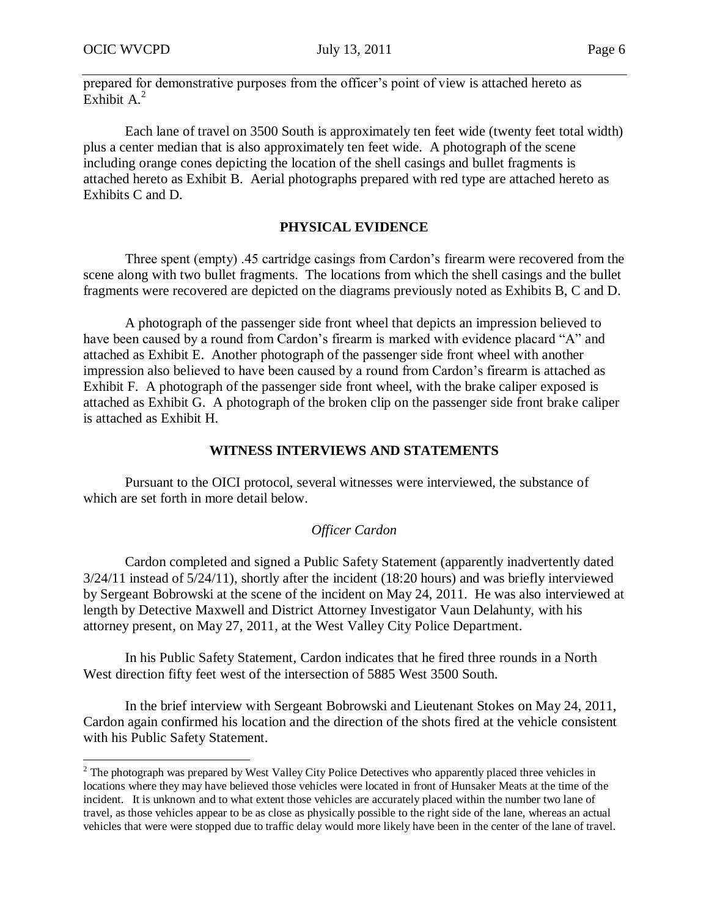prepared for demonstrative purposes from the officer's point of view is attached hereto as Exhibit A.[2]

Each lane of travel on 3500 South is approximately ten feet wide (twenty feet total width) plus a center median that is also approximately ten feet wide. A photograph of the scene including orange cones depicting the location of the shell casings and bullet fragments is attached hereto as Exhibit B. Aerial photographs prepared with red type are attached hereto as Exhibits C and D.

## PHYSICAL EVIDENCE

Three spent (empty) .45 cartridge casings from Cardon's firearm were recovered from the scene along with two bullet fragments. The locations from which the shell casings and the bullet fragments were recovered are depicted on the diagrams previously noted as Exhibits B, C and D.

A photograph of the passenger side front wheel that depicts an impression believed to have been caused by a round from Cardon's firearm is marked with evidence placard "A" and attached as Exhibit E. Another photograph of the passenger side front wheel with another impression also believed to have been caused by a round from Cardon's firearm is attached as Exhibit F. A photograph of the passenger side front wheel, with the brake caliper exposed is attached as Exhibit G. A photograph of the broken clip on the passenger side front brake caliper is attached as Exhibit H.

## WITNESS INTERVIEWS AND STATEMENTS

Pursuant to the OICI protocol, several witnesses were interviewed, the substance of which are set forth in more detail below.

### *Officer Cardon*

Cardon completed and signed a Public Safety Statement (apparently inadvertently dated 3/24/11 instead of 5/24/11), shortly after the incident (18:20 hours) and was briefly interviewed by Sergeant Bobrowski at the scene of the incident on May 24, 2011. He was also interviewed at length by Detective Maxwell and District Attorney Investigator Vaun Delahunty, with his attorney present, on May 27, 2011, at the West Valley City Police Department.

In his Public Safety Statement, Cardon indicates that he fired three rounds in a North West direction fifty feet west of the intersection of 5885 West 3500 South.

In the brief interview with Sergeant Bobrowski and Lieutenant Stokes on May 24, 2011, Cardon again confirmed his location and the direction of the shots fired at the vehicle consistent with his Public Safety Statement.

---

[2] The photograph was prepared by West Valley City Police Detectives who apparently placed three vehicles in locations where they may have believed those vehicles were located in front of Hunsaker Meats at the time of the incident. It is unknown and to what extent those vehicles are accurately placed within the number two lane of travel, as those vehicles appear to be as close as physically possible to the right side of the lane, whereas an actual vehicles that were were stopped due to traffic delay would more likely have been in the center of the lane of travel.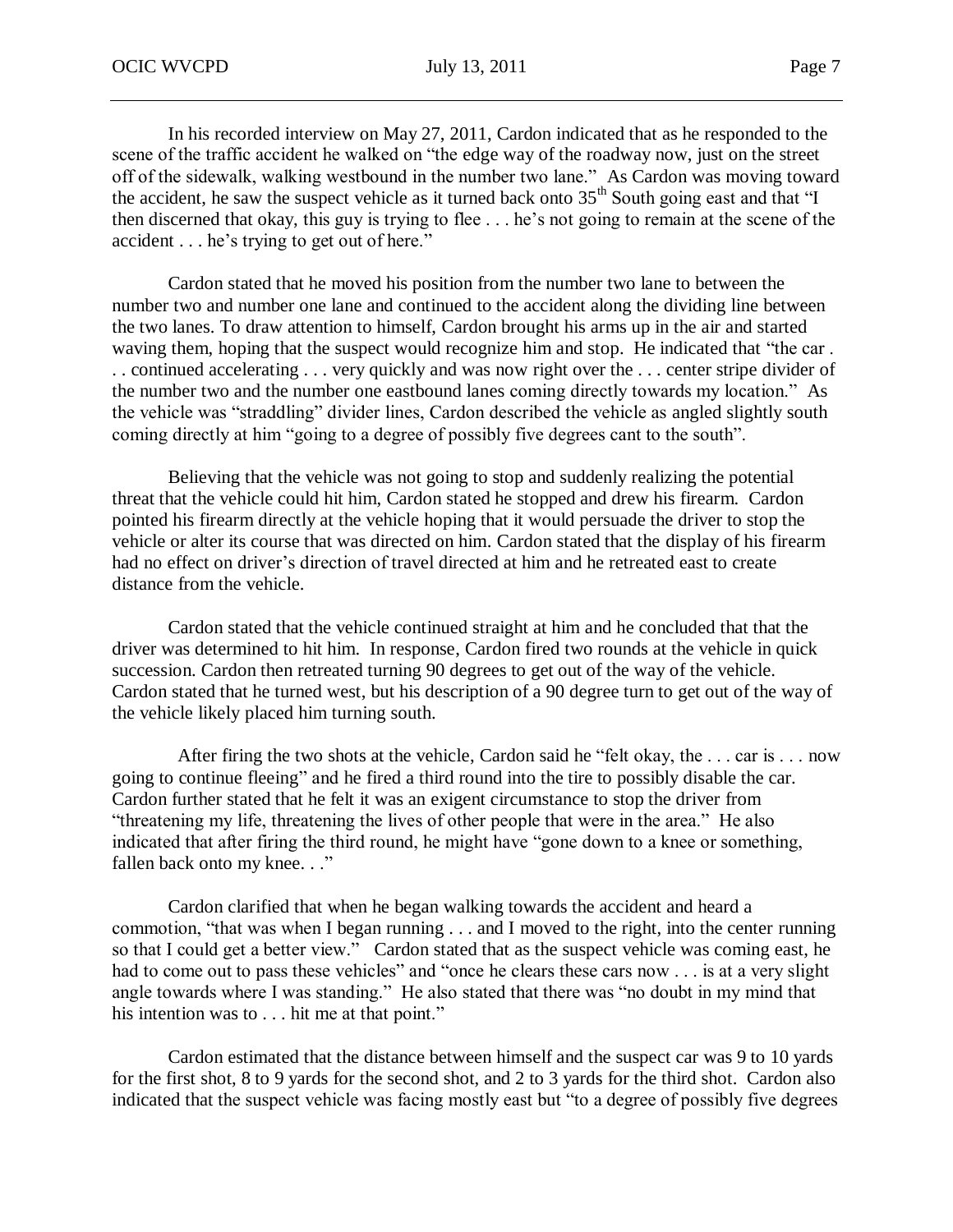In his recorded interview on May 27, 2011, Cardon indicated that as he responded to the scene of the traffic accident he walked on "the edge way of the roadway now, just on the street off of the sidewalk, walking westbound in the number two lane." As Cardon was moving toward the accident, he saw the suspect vehicle as it turned back onto 35th South going east and that "I then discerned that okay, this guy is trying to flee . . . he's not going to remain at the scene of the accident . . . he's trying to get out of here."

Cardon stated that he moved his position from the number two lane to between the number two and number one lane and continued to the accident along the dividing line between the two lanes. To draw attention to himself, Cardon brought his arms up in the air and started waving them, hoping that the suspect would recognize him and stop. He indicated that "the car . . . continued accelerating . . . very quickly and was now right over the . . . center stripe divider of the number two and the number one eastbound lanes coming directly towards my location." As the vehicle was "straddling" divider lines, Cardon described the vehicle as angled slightly south coming directly at him "going to a degree of possibly five degrees cant to the south".

Believing that the vehicle was not going to stop and suddenly realizing the potential threat that the vehicle could hit him, Cardon stated he stopped and drew his firearm. Cardon pointed his firearm directly at the vehicle hoping that it would persuade the driver to stop the vehicle or alter its course that was directed on him. Cardon stated that the display of his firearm had no effect on driver's direction of travel directed at him and he retreated east to create distance from the vehicle.

Cardon stated that the vehicle continued straight at him and he concluded that that the driver was determined to hit him. In response, Cardon fired two rounds at the vehicle in quick succession. Cardon then retreated turning 90 degrees to get out of the way of the vehicle. Cardon stated that he turned west, but his description of a 90 degree turn to get out of the way of the vehicle likely placed him turning south.

After firing the two shots at the vehicle, Cardon said he "felt okay, the . . . car is . . . now going to continue fleeing" and he fired a third round into the tire to possibly disable the car. Cardon further stated that he felt it was an exigent circumstance to stop the driver from "threatening my life, threatening the lives of other people that were in the area." He also indicated that after firing the third round, he might have "gone down to a knee or something, fallen back onto my knee. . ."

Cardon clarified that when he began walking towards the accident and heard a commotion, "that was when I began running . . . and I moved to the right, into the center running so that I could get a better view." Cardon stated that as the suspect vehicle was coming east, he had to come out to pass these vehicles" and "once he clears these cars now . . . is at a very slight angle towards where I was standing." He also stated that there was "no doubt in my mind that his intention was to . . . hit me at that point."

Cardon estimated that the distance between himself and the suspect car was 9 to 10 yards for the first shot, 8 to 9 yards for the second shot, and 2 to 3 yards for the third shot. Cardon also indicated that the suspect vehicle was facing mostly east but "to a degree of possibly five degrees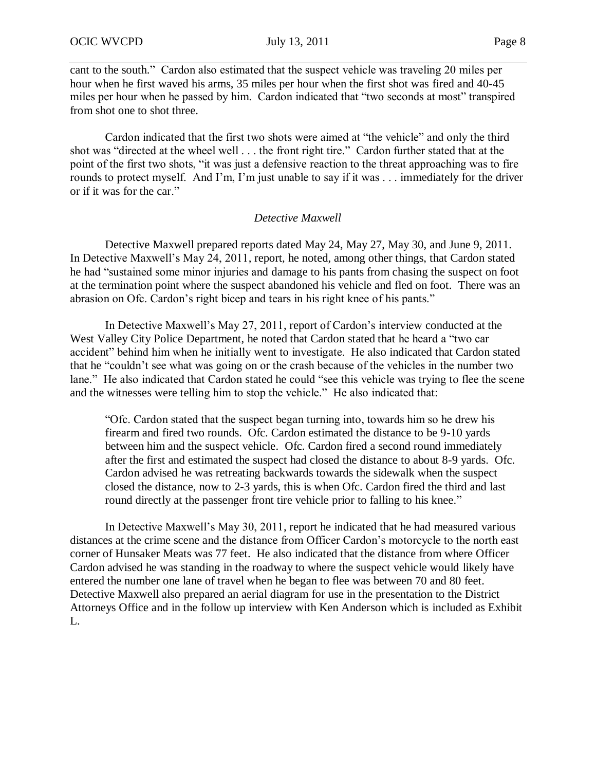cant to the south." Cardon also estimated that the suspect vehicle was traveling 20 miles per hour when he first waved his arms, 35 miles per hour when the first shot was fired and 40-45 miles per hour when he passed by him. Cardon indicated that "two seconds at most" transpired from shot one to shot three.

Cardon indicated that the first two shots were aimed at "the vehicle" and only the third shot was "directed at the wheel well . . . the front right tire." Cardon further stated that at the point of the first two shots, "it was just a defensive reaction to the threat approaching was to fire rounds to protect myself. And I'm, I'm just unable to say if it was . . . immediately for the driver or if it was for the car."

*Detective Maxwell*

Detective Maxwell prepared reports dated May 24, May 27, May 30, and June 9, 2011. In Detective Maxwell's May 24, 2011, report, he noted, among other things, that Cardon stated he had "sustained some minor injuries and damage to his pants from chasing the suspect on foot at the termination point where the suspect abandoned his vehicle and fled on foot. There was an abrasion on Ofc. Cardon's right bicep and tears in his right knee of his pants."

In Detective Maxwell's May 27, 2011, report of Cardon's interview conducted at the West Valley City Police Department, he noted that Cardon stated that he heard a "two car accident" behind him when he initially went to investigate. He also indicated that Cardon stated that he "couldn't see what was going on or the crash because of the vehicles in the number two lane." He also indicated that Cardon stated he could "see this vehicle was trying to flee the scene and the witnesses were telling him to stop the vehicle." He also indicated that:

> "Ofc. Cardon stated that the suspect began turning into, towards him so he drew his firearm and fired two rounds. Ofc. Cardon estimated the distance to be 9-10 yards between him and the suspect vehicle. Ofc. Cardon fired a second round immediately after the first and estimated the suspect had closed the distance to about 8-9 yards. Ofc. Cardon advised he was retreating backwards towards the sidewalk when the suspect closed the distance, now to 2-3 yards, this is when Ofc. Cardon fired the third and last round directly at the passenger front tire vehicle prior to falling to his knee."

In Detective Maxwell's May 30, 2011, report he indicated that he had measured various distances at the crime scene and the distance from Officer Cardon's motorcycle to the north east corner of Hunsaker Meats was 77 feet. He also indicated that the distance from where Officer Cardon advised he was standing in the roadway to where the suspect vehicle would likely have entered the number one lane of travel when he began to flee was between 70 and 80 feet. Detective Maxwell also prepared an aerial diagram for use in the presentation to the District Attorneys Office and in the follow up interview with Ken Anderson which is included as Exhibit L.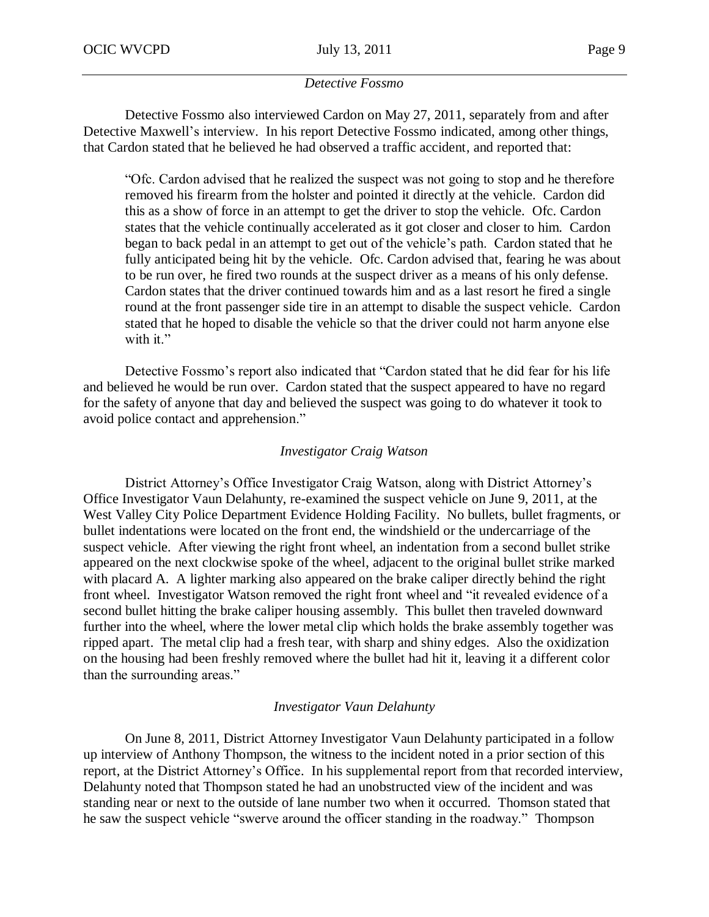*Detective Fossmo*

Detective Fossmo also interviewed Cardon on May 27, 2011, separately from and after Detective Maxwell's interview. In his report Detective Fossmo indicated, among other things, that Cardon stated that he believed he had observed a traffic accident, and reported that:

> "Ofc. Cardon advised that he realized the suspect was not going to stop and he therefore removed his firearm from the holster and pointed it directly at the vehicle. Cardon did this as a show of force in an attempt to get the driver to stop the vehicle. Ofc. Cardon states that the vehicle continually accelerated as it got closer and closer to him. Cardon began to back pedal in an attempt to get out of the vehicle's path. Cardon stated that he fully anticipated being hit by the vehicle. Ofc. Cardon advised that, fearing he was about to be run over, he fired two rounds at the suspect driver as a means of his only defense. Cardon states that the driver continued towards him and as a last resort he fired a single round at the front passenger side tire in an attempt to disable the suspect vehicle. Cardon stated that he hoped to disable the vehicle so that the driver could not harm anyone else with it."

Detective Fossmo's report also indicated that "Cardon stated that he did fear for his life and believed he would be run over. Cardon stated that the suspect appeared to have no regard for the safety of anyone that day and believed the suspect was going to do whatever it took to avoid police contact and apprehension."

*Investigator Craig Watson*

District Attorney's Office Investigator Craig Watson, along with District Attorney's Office Investigator Vaun Delahunty, re-examined the suspect vehicle on June 9, 2011, at the West Valley City Police Department Evidence Holding Facility. No bullets, bullet fragments, or bullet indentations were located on the front end, the windshield or the undercarriage of the suspect vehicle. After viewing the right front wheel, an indentation from a second bullet strike appeared on the next clockwise spoke of the wheel, adjacent to the original bullet strike marked with placard A. A lighter marking also appeared on the brake caliper directly behind the right front wheel. Investigator Watson removed the right front wheel and "it revealed evidence of a second bullet hitting the brake caliper housing assembly. This bullet then traveled downward further into the wheel, where the lower metal clip which holds the brake assembly together was ripped apart. The metal clip had a fresh tear, with sharp and shiny edges. Also the oxidization on the housing had been freshly removed where the bullet had hit it, leaving it a different color than the surrounding areas."

*Investigator Vaun Delahunty*

On June 8, 2011, District Attorney Investigator Vaun Delahunty participated in a follow up interview of Anthony Thompson, the witness to the incident noted in a prior section of this report, at the District Attorney's Office. In his supplemental report from that recorded interview, Delahunty noted that Thompson stated he had an unobstructed view of the incident and was standing near or next to the outside of lane number two when it occurred. Thomson stated that he saw the suspect vehicle "swerve around the officer standing in the roadway." Thompson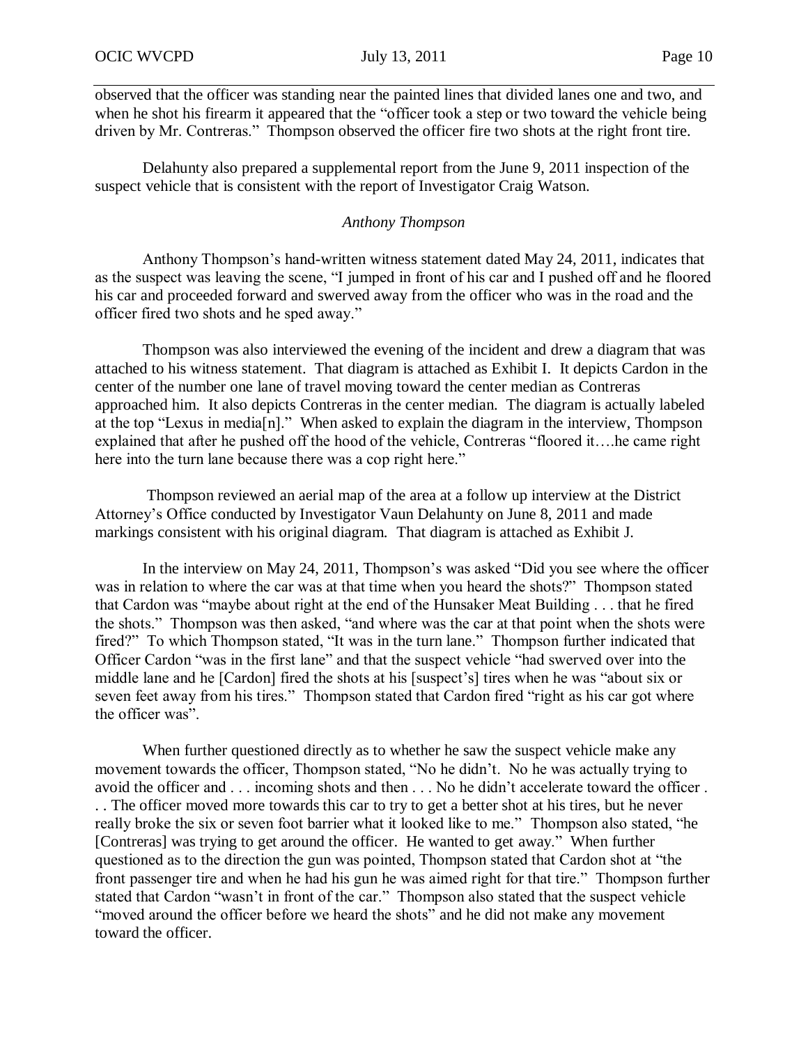observed that the officer was standing near the painted lines that divided lanes one and two, and when he shot his firearm it appeared that the "officer took a step or two toward the vehicle being driven by Mr. Contreras." Thompson observed the officer fire two shots at the right front tire.

Delahunty also prepared a supplemental report from the June 9, 2011 inspection of the suspect vehicle that is consistent with the report of Investigator Craig Watson.

*Anthony Thompson*

Anthony Thompson's hand-written witness statement dated May 24, 2011, indicates that as the suspect was leaving the scene, "I jumped in front of his car and I pushed off and he floored his car and proceeded forward and swerved away from the officer who was in the road and the officer fired two shots and he sped away."

Thompson was also interviewed the evening of the incident and drew a diagram that was attached to his witness statement. That diagram is attached as Exhibit I. It depicts Cardon in the center of the number one lane of travel moving toward the center median as Contreras approached him. It also depicts Contreras in the center median. The diagram is actually labeled at the top "Lexus in media[n]." When asked to explain the diagram in the interview, Thompson explained that after he pushed off the hood of the vehicle, Contreras "floored it….he came right here into the turn lane because there was a cop right here."

Thompson reviewed an aerial map of the area at a follow up interview at the District Attorney's Office conducted by Investigator Vaun Delahunty on June 8, 2011 and made markings consistent with his original diagram. That diagram is attached as Exhibit J.

In the interview on May 24, 2011, Thompson's was asked "Did you see where the officer was in relation to where the car was at that time when you heard the shots?" Thompson stated that Cardon was "maybe about right at the end of the Hunsaker Meat Building . . . that he fired the shots." Thompson was then asked, "and where was the car at that point when the shots were fired?" To which Thompson stated, "It was in the turn lane." Thompson further indicated that Officer Cardon "was in the first lane" and that the suspect vehicle "had swerved over into the middle lane and he [Cardon] fired the shots at his [suspect's] tires when he was "about six or seven feet away from his tires." Thompson stated that Cardon fired "right as his car got where the officer was".

When further questioned directly as to whether he saw the suspect vehicle make any movement towards the officer, Thompson stated, "No he didn't. No he was actually trying to avoid the officer and . . . incoming shots and then . . . No he didn't accelerate toward the officer . . . The officer moved more towards this car to try to get a better shot at his tires, but he never really broke the six or seven foot barrier what it looked like to me." Thompson also stated, "he [Contreras] was trying to get around the officer. He wanted to get away." When further questioned as to the direction the gun was pointed, Thompson stated that Cardon shot at "the front passenger tire and when he had his gun he was aimed right for that tire." Thompson further stated that Cardon "wasn't in front of the car." Thompson also stated that the suspect vehicle "moved around the officer before we heard the shots" and he did not make any movement toward the officer.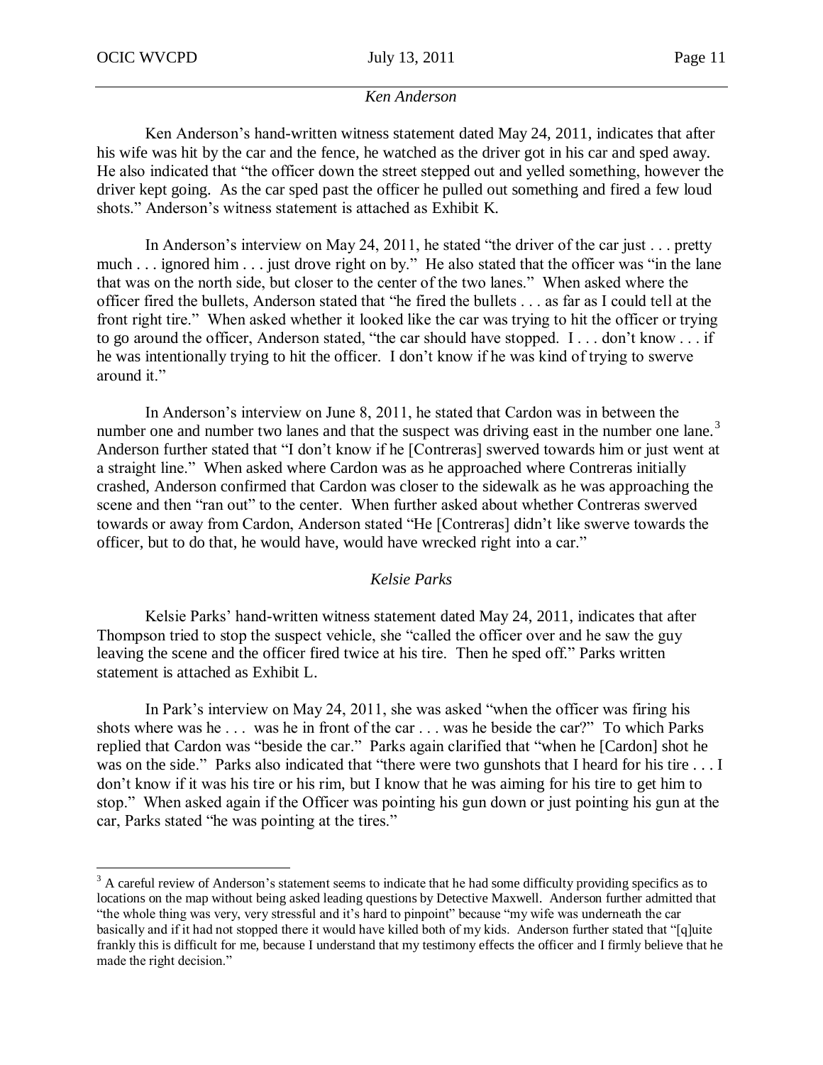*Ken Anderson*

Ken Anderson's hand-written witness statement dated May 24, 2011, indicates that after his wife was hit by the car and the fence, he watched as the driver got in his car and sped away. He also indicated that "the officer down the street stepped out and yelled something, however the driver kept going. As the car sped past the officer he pulled out something and fired a few loud shots." Anderson's witness statement is attached as Exhibit K.

In Anderson's interview on May 24, 2011, he stated "the driver of the car just . . . pretty much . . . ignored him . . . just drove right on by." He also stated that the officer was "in the lane that was on the north side, but closer to the center of the two lanes." When asked where the officer fired the bullets, Anderson stated that "he fired the bullets . . . as far as I could tell at the front right tire." When asked whether it looked like the car was trying to hit the officer or trying to go around the officer, Anderson stated, "the car should have stopped. I . . . don't know . . . if he was intentionally trying to hit the officer. I don't know if he was kind of trying to swerve around it."

In Anderson's interview on June 8, 2011, he stated that Cardon was in between the number one and number two lanes and that the suspect was driving east in the number one lane.[3] Anderson further stated that "I don't know if he [Contreras] swerved towards him or just went at a straight line." When asked where Cardon was as he approached where Contreras initially crashed, Anderson confirmed that Cardon was closer to the sidewalk as he was approaching the scene and then "ran out" to the center. When further asked about whether Contreras swerved towards or away from Cardon, Anderson stated "He [Contreras] didn't like swerve towards the officer, but to do that, he would have, would have wrecked right into a car."

*Kelsie Parks*

Kelsie Parks' hand-written witness statement dated May 24, 2011, indicates that after Thompson tried to stop the suspect vehicle, she "called the officer over and he saw the guy leaving the scene and the officer fired twice at his tire. Then he sped off." Parks written statement is attached as Exhibit L.

In Park's interview on May 24, 2011, she was asked "when the officer was firing his shots where was he . . . was he in front of the car . . . was he beside the car?" To which Parks replied that Cardon was "beside the car." Parks again clarified that "when he [Cardon] shot he was on the side." Parks also indicated that "there were two gunshots that I heard for his tire . . . I don't know if it was his tire or his rim, but I know that he was aiming for his tire to get him to stop." When asked again if the Officer was pointing his gun down or just pointing his gun at the car, Parks stated "he was pointing at the tires."

---

[3] A careful review of Anderson's statement seems to indicate that he had some difficulty providing specifics as to locations on the map without being asked leading questions by Detective Maxwell. Anderson further admitted that "the whole thing was very, very stressful and it's hard to pinpoint" because "my wife was underneath the car basically and if it had not stopped there it would have killed both of my kids. Anderson further stated that "[q]uite frankly this is difficult for me, because I understand that my testimony effects the officer and I firmly believe that he made the right decision."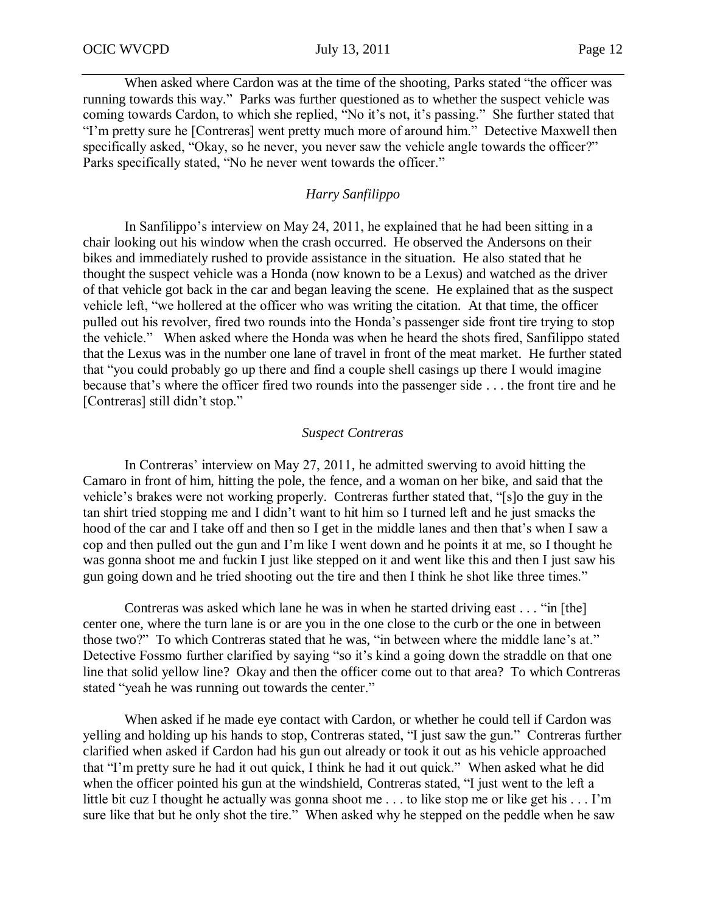When asked where Cardon was at the time of the shooting, Parks stated "the officer was running towards this way." Parks was further questioned as to whether the suspect vehicle was coming towards Cardon, to which she replied, "No it's not, it's passing." She further stated that "I'm pretty sure he [Contreras] went pretty much more of around him." Detective Maxwell then specifically asked, "Okay, so he never, you never saw the vehicle angle towards the officer?" Parks specifically stated, "No he never went towards the officer."

### *Harry Sanfilippo*

In Sanfilippo's interview on May 24, 2011, he explained that he had been sitting in a chair looking out his window when the crash occurred. He observed the Andersons on their bikes and immediately rushed to provide assistance in the situation. He also stated that he thought the suspect vehicle was a Honda (now known to be a Lexus) and watched as the driver of that vehicle got back in the car and began leaving the scene. He explained that as the suspect vehicle left, "we hollered at the officer who was writing the citation. At that time, the officer pulled out his revolver, fired two rounds into the Honda's passenger side front tire trying to stop the vehicle." When asked where the Honda was when he heard the shots fired, Sanfilippo stated that the Lexus was in the number one lane of travel in front of the meat market. He further stated that "you could probably go up there and find a couple shell casings up there I would imagine because that's where the officer fired two rounds into the passenger side . . . the front tire and he [Contreras] still didn't stop."

### *Suspect Contreras*

In Contreras' interview on May 27, 2011, he admitted swerving to avoid hitting the Camaro in front of him, hitting the pole, the fence, and a woman on her bike, and said that the vehicle's brakes were not working properly. Contreras further stated that, "[s]o the guy in the tan shirt tried stopping me and I didn't want to hit him so I turned left and he just smacks the hood of the car and I take off and then so I get in the middle lanes and then that's when I saw a cop and then pulled out the gun and I'm like I went down and he points it at me, so I thought he was gonna shoot me and fuckin I just like stepped on it and went like this and then I just saw his gun going down and he tried shooting out the tire and then I think he shot like three times."

Contreras was asked which lane he was in when he started driving east . . . "in [the] center one, where the turn lane is or are you in the one close to the curb or the one in between those two?" To which Contreras stated that he was, "in between where the middle lane's at." Detective Fossmo further clarified by saying "so it's kind a going down the straddle on that one line that solid yellow line? Okay and then the officer come out to that area? To which Contreras stated "yeah he was running out towards the center."

When asked if he made eye contact with Cardon, or whether he could tell if Cardon was yelling and holding up his hands to stop, Contreras stated, "I just saw the gun." Contreras further clarified when asked if Cardon had his gun out already or took it out as his vehicle approached that "I'm pretty sure he had it out quick, I think he had it out quick." When asked what he did when the officer pointed his gun at the windshield, Contreras stated, "I just went to the left a little bit cuz I thought he actually was gonna shoot me . . . to like stop me or like get his . . . I'm sure like that but he only shot the tire." When asked why he stepped on the peddle when he saw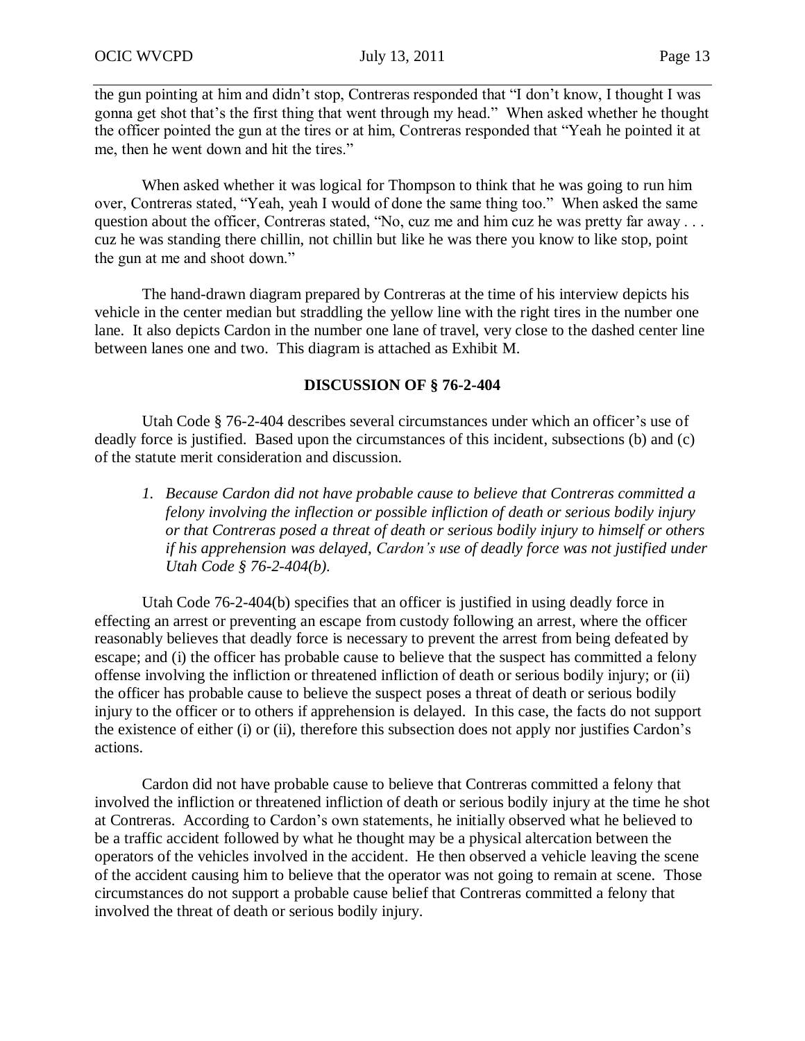the gun pointing at him and didn't stop, Contreras responded that "I don't know, I thought I was gonna get shot that's the first thing that went through my head." When asked whether he thought the officer pointed the gun at the tires or at him, Contreras responded that "Yeah he pointed it at me, then he went down and hit the tires."

When asked whether it was logical for Thompson to think that he was going to run him over, Contreras stated, "Yeah, yeah I would of done the same thing too." When asked the same question about the officer, Contreras stated, "No, cuz me and him cuz he was pretty far away . . . cuz he was standing there chillin, not chillin but like he was there you know to like stop, point the gun at me and shoot down."

The hand-drawn diagram prepared by Contreras at the time of his interview depicts his vehicle in the center median but straddling the yellow line with the right tires in the number one lane. It also depicts Cardon in the number one lane of travel, very close to the dashed center line between lanes one and two. This diagram is attached as Exhibit M.

## DISCUSSION OF § 76-2-404

Utah Code § 76-2-404 describes several circumstances under which an officer's use of deadly force is justified. Based upon the circumstances of this incident, subsections (b) and (c) of the statute merit consideration and discussion.

1. *Because Cardon did not have probable cause to believe that Contreras committed a felony involving the infliction or possible infliction of death or serious bodily injury or that Contreras posed a threat of death or serious bodily injury to himself or others if his apprehension was delayed, Cardon's use of deadly force was not justified under Utah Code § 76-2-404(b).*

Utah Code 76-2-404(b) specifies that an officer is justified in using deadly force in effecting an arrest or preventing an escape from custody following an arrest, where the officer reasonably believes that deadly force is necessary to prevent the arrest from being defeated by escape; and (i) the officer has probable cause to believe that the suspect has committed a felony offense involving the infliction or threatened infliction of death or serious bodily injury; or (ii) the officer has probable cause to believe the suspect poses a threat of death or serious bodily injury to the officer or to others if apprehension is delayed. In this case, the facts do not support the existence of either (i) or (ii), therefore this subsection does not apply nor justifies Cardon's actions.

Cardon did not have probable cause to believe that Contreras committed a felony that involved the infliction or threatened infliction of death or serious bodily injury at the time he shot at Contreras. According to Cardon's own statements, he initially observed what he believed to be a traffic accident followed by what he thought may be a physical altercation between the operators of the vehicles involved in the accident. He then observed a vehicle leaving the scene of the accident causing him to believe that the operator was not going to remain at scene. Those circumstances do not support a probable cause belief that Contreras committed a felony that involved the threat of death or serious bodily injury.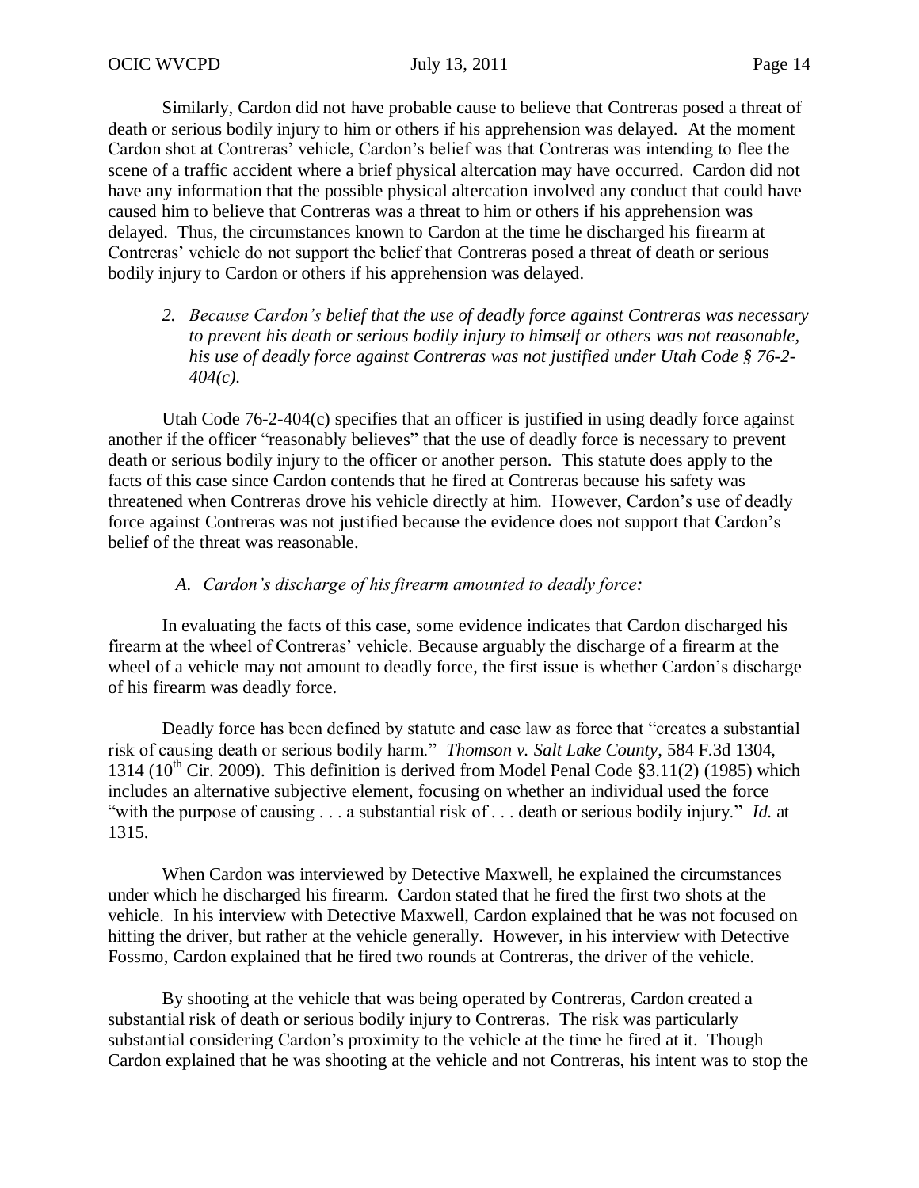Similarly, Cardon did not have probable cause to believe that Contreras posed a threat of death or serious bodily injury to him or others if his apprehension was delayed. At the moment Cardon shot at Contreras' vehicle, Cardon's belief was that Contreras was intending to flee the scene of a traffic accident where a brief physical altercation may have occurred. Cardon did not have any information that the possible physical altercation involved any conduct that could have caused him to believe that Contreras was a threat to him or others if his apprehension was delayed. Thus, the circumstances known to Cardon at the time he discharged his firearm at Contreras' vehicle do not support the belief that Contreras posed a threat of death or serious bodily injury to Cardon or others if his apprehension was delayed.

2. *Because Cardon's belief that the use of deadly force against Contreras was necessary to prevent his death or serious bodily injury to himself or others was not reasonable, his use of deadly force against Contreras was not justified under Utah Code § 76-2-404(c).*

Utah Code 76-2-404(c) specifies that an officer is justified in using deadly force against another if the officer "reasonably believes" that the use of deadly force is necessary to prevent death or serious bodily injury to the officer or another person. This statute does apply to the facts of this case since Cardon contends that he fired at Contreras because his safety was threatened when Contreras drove his vehicle directly at him. However, Cardon's use of deadly force against Contreras was not justified because the evidence does not support that Cardon's belief of the threat was reasonable.

*A. Cardon's discharge of his firearm amounted to deadly force:*

In evaluating the facts of this case, some evidence indicates that Cardon discharged his firearm at the wheel of Contreras' vehicle. Because arguably the discharge of a firearm at the wheel of a vehicle may not amount to deadly force, the first issue is whether Cardon's discharge of his firearm was deadly force.

Deadly force has been defined by statute and case law as force that "creates a substantial risk of causing death or serious bodily harm." *Thomson v. Salt Lake County*, 584 F.3d 1304, 1314 (10th Cir. 2009). This definition is derived from Model Penal Code §3.11(2) (1985) which includes an alternative subjective element, focusing on whether an individual used the force "with the purpose of causing . . . a substantial risk of . . . death or serious bodily injury." *Id.* at 1315.

When Cardon was interviewed by Detective Maxwell, he explained the circumstances under which he discharged his firearm. Cardon stated that he fired the first two shots at the vehicle. In his interview with Detective Maxwell, Cardon explained that he was not focused on hitting the driver, but rather at the vehicle generally. However, in his interview with Detective Fossmo, Cardon explained that he fired two rounds at Contreras, the driver of the vehicle.

By shooting at the vehicle that was being operated by Contreras, Cardon created a substantial risk of death or serious bodily injury to Contreras. The risk was particularly substantial considering Cardon's proximity to the vehicle at the time he fired at it. Though Cardon explained that he was shooting at the vehicle and not Contreras, his intent was to stop the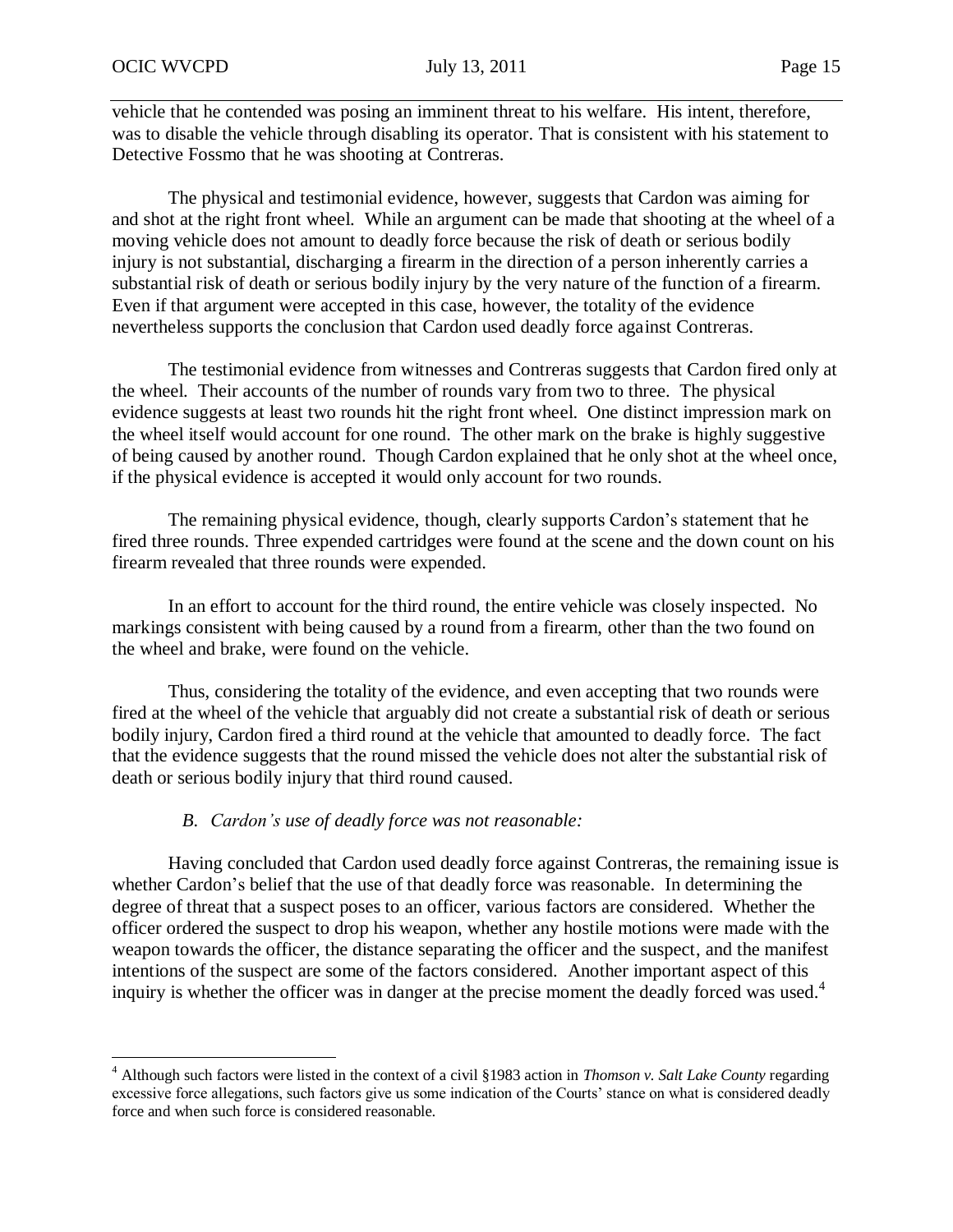vehicle that he contended was posing an imminent threat to his welfare. His intent, therefore, was to disable the vehicle through disabling its operator. That is consistent with his statement to Detective Fossmo that he was shooting at Contreras.

The physical and testimonial evidence, however, suggests that Cardon was aiming for and shot at the right front wheel. While an argument can be made that shooting at the wheel of a moving vehicle does not amount to deadly force because the risk of death or serious bodily injury is not substantial, discharging a firearm in the direction of a person inherently carries a substantial risk of death or serious bodily injury by the very nature of the function of a firearm. Even if that argument were accepted in this case, however, the totality of the evidence nevertheless supports the conclusion that Cardon used deadly force against Contreras.

The testimonial evidence from witnesses and Contreras suggests that Cardon fired only at the wheel. Their accounts of the number of rounds vary from two to three. The physical evidence suggests at least two rounds hit the right front wheel. One distinct impression mark on the wheel itself would account for one round. The other mark on the brake is highly suggestive of being caused by another round. Though Cardon explained that he only shot at the wheel once, if the physical evidence is accepted it would only account for two rounds.

The remaining physical evidence, though, clearly supports Cardon's statement that he fired three rounds. Three expended cartridges were found at the scene and the down count on his firearm revealed that three rounds were expended.

In an effort to account for the third round, the entire vehicle was closely inspected. No markings consistent with being caused by a round from a firearm, other than the two found on the wheel and brake, were found on the vehicle.

Thus, considering the totality of the evidence, and even accepting that two rounds were fired at the wheel of the vehicle that arguably did not create a substantial risk of death or serious bodily injury, Cardon fired a third round at the vehicle that amounted to deadly force. The fact that the evidence suggests that the round missed the vehicle does not alter the substantial risk of death or serious bodily injury that third round caused.

*B. Cardon's use of deadly force was not reasonable:*

Having concluded that Cardon used deadly force against Contreras, the remaining issue is whether Cardon's belief that the use of that deadly force was reasonable. In determining the degree of threat that a suspect poses to an officer, various factors are considered. Whether the officer ordered the suspect to drop his weapon, whether any hostile motions were made with the weapon towards the officer, the distance separating the officer and the suspect, and the manifest intentions of the suspect are some of the factors considered. Another important aspect of this inquiry is whether the officer was in danger at the precise moment the deadly forced was used.[4]

[4] Although such factors were listed in the context of a civil §1983 action in *Thomson v. Salt Lake County* regarding excessive force allegations, such factors give us some indication of the Courts' stance on what is considered deadly force and when such force is considered reasonable.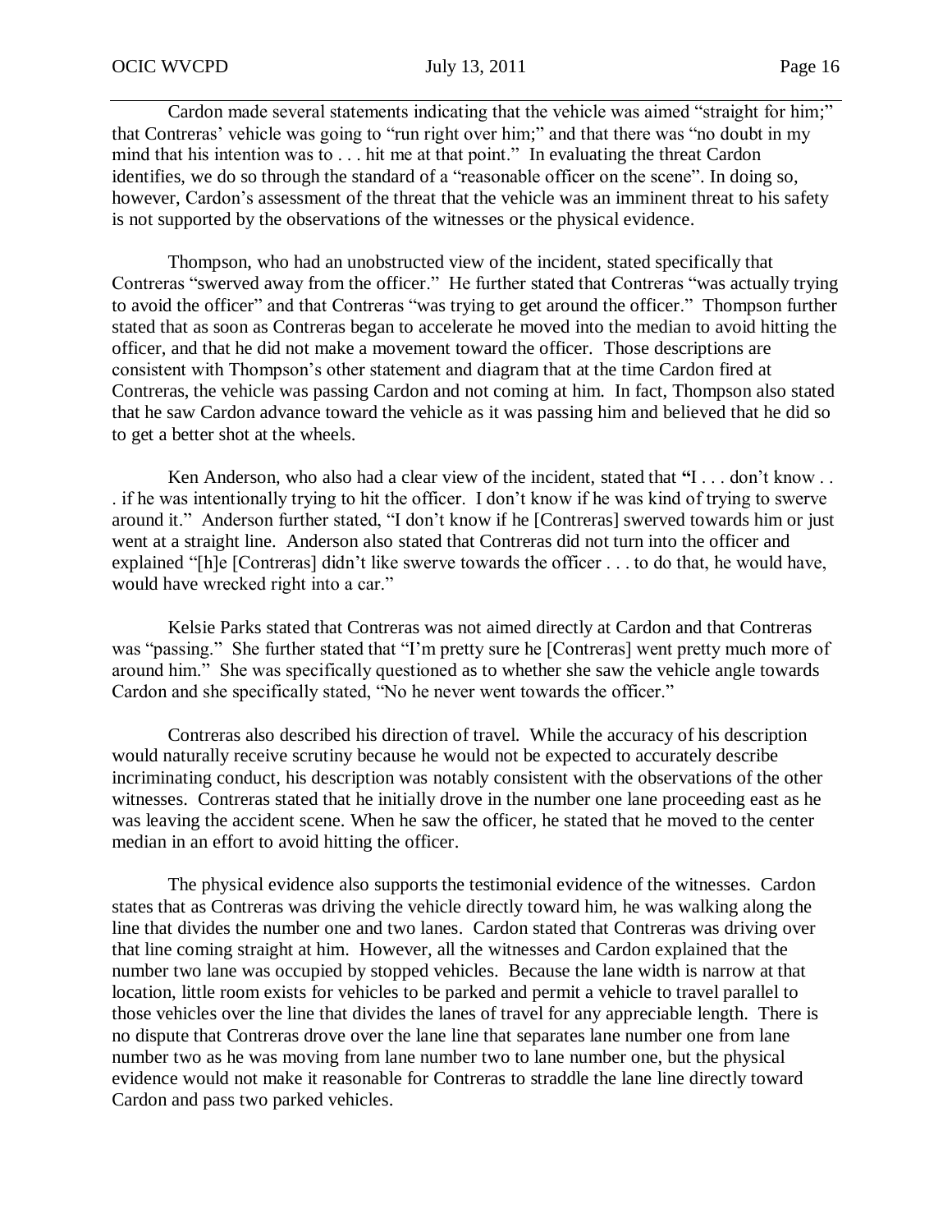Cardon made several statements indicating that the vehicle was aimed "straight for him;" that Contreras' vehicle was going to "run right over him;" and that there was "no doubt in my mind that his intention was to . . . hit me at that point." In evaluating the threat Cardon identifies, we do so through the standard of a "reasonable officer on the scene". In doing so, however, Cardon's assessment of the threat that the vehicle was an imminent threat to his safety is not supported by the observations of the witnesses or the physical evidence.

Thompson, who had an unobstructed view of the incident, stated specifically that Contreras "swerved away from the officer." He further stated that Contreras "was actually trying to avoid the officer" and that Contreras "was trying to get around the officer." Thompson further stated that as soon as Contreras began to accelerate he moved into the median to avoid hitting the officer, and that he did not make a movement toward the officer. Those descriptions are consistent with Thompson's other statement and diagram that at the time Cardon fired at Contreras, the vehicle was passing Cardon and not coming at him. In fact, Thompson also stated that he saw Cardon advance toward the vehicle as it was passing him and believed that he did so to get a better shot at the wheels.

Ken Anderson, who also had a clear view of the incident, stated that **"**I . . . don't know . . . if he was intentionally trying to hit the officer. I don't know if he was kind of trying to swerve around it." Anderson further stated, "I don't know if he [Contreras] swerved towards him or just went at a straight line. Anderson also stated that Contreras did not turn into the officer and explained "[h]e [Contreras] didn't like swerve towards the officer . . . to do that, he would have, would have wrecked right into a car."

Kelsie Parks stated that Contreras was not aimed directly at Cardon and that Contreras was "passing." She further stated that "I'm pretty sure he [Contreras] went pretty much more of around him." She was specifically questioned as to whether she saw the vehicle angle towards Cardon and she specifically stated, "No he never went towards the officer."

Contreras also described his direction of travel. While the accuracy of his description would naturally receive scrutiny because he would not be expected to accurately describe incriminating conduct, his description was notably consistent with the observations of the other witnesses. Contreras stated that he initially drove in the number one lane proceeding east as he was leaving the accident scene. When he saw the officer, he stated that he moved to the center median in an effort to avoid hitting the officer.

The physical evidence also supports the testimonial evidence of the witnesses. Cardon states that as Contreras was driving the vehicle directly toward him, he was walking along the line that divides the number one and two lanes. Cardon stated that Contreras was driving over that line coming straight at him. However, all the witnesses and Cardon explained that the number two lane was occupied by stopped vehicles. Because the lane width is narrow at that location, little room exists for vehicles to be parked and permit a vehicle to travel parallel to those vehicles over the line that divides the lanes of travel for any appreciable length. There is no dispute that Contreras drove over the lane line that separates lane number one from lane number two as he was moving from lane number two to lane number one, but the physical evidence would not make it reasonable for Contreras to straddle the lane line directly toward Cardon and pass two parked vehicles.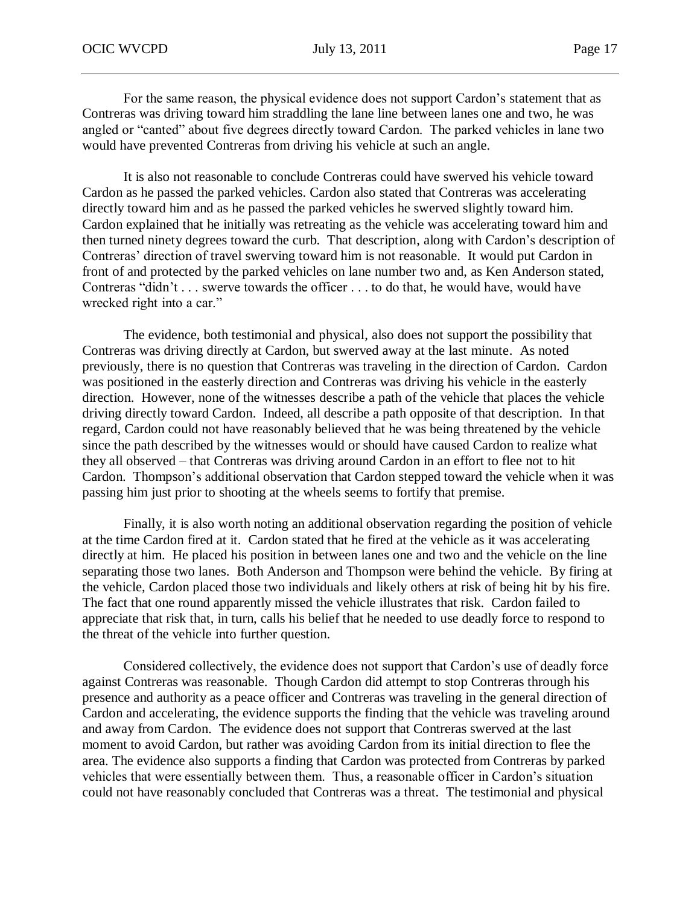For the same reason, the physical evidence does not support Cardon's statement that as Contreras was driving toward him straddling the lane line between lanes one and two, he was angled or "canted" about five degrees directly toward Cardon. The parked vehicles in lane two would have prevented Contreras from driving his vehicle at such an angle.

It is also not reasonable to conclude Contreras could have swerved his vehicle toward Cardon as he passed the parked vehicles. Cardon also stated that Contreras was accelerating directly toward him and as he passed the parked vehicles he swerved slightly toward him. Cardon explained that he initially was retreating as the vehicle was accelerating toward him and then turned ninety degrees toward the curb. That description, along with Cardon's description of Contreras' direction of travel swerving toward him is not reasonable. It would put Cardon in front of and protected by the parked vehicles on lane number two and, as Ken Anderson stated, Contreras "didn't . . . swerve towards the officer . . . to do that, he would have, would have wrecked right into a car."

The evidence, both testimonial and physical, also does not support the possibility that Contreras was driving directly at Cardon, but swerved away at the last minute. As noted previously, there is no question that Contreras was traveling in the direction of Cardon. Cardon was positioned in the easterly direction and Contreras was driving his vehicle in the easterly direction. However, none of the witnesses describe a path of the vehicle that places the vehicle driving directly toward Cardon. Indeed, all describe a path opposite of that description. In that regard, Cardon could not have reasonably believed that he was being threatened by the vehicle since the path described by the witnesses would or should have caused Cardon to realize what they all observed – that Contreras was driving around Cardon in an effort to flee not to hit Cardon. Thompson's additional observation that Cardon stepped toward the vehicle when it was passing him just prior to shooting at the wheels seems to fortify that premise.

Finally, it is also worth noting an additional observation regarding the position of vehicle at the time Cardon fired at it. Cardon stated that he fired at the vehicle as it was accelerating directly at him. He placed his position in between lanes one and two and the vehicle on the line separating those two lanes. Both Anderson and Thompson were behind the vehicle. By firing at the vehicle, Cardon placed those two individuals and likely others at risk of being hit by his fire. The fact that one round apparently missed the vehicle illustrates that risk. Cardon failed to appreciate that risk that, in turn, calls his belief that he needed to use deadly force to respond to the threat of the vehicle into further question.

Considered collectively, the evidence does not support that Cardon's use of deadly force against Contreras was reasonable. Though Cardon did attempt to stop Contreras through his presence and authority as a peace officer and Contreras was traveling in the general direction of Cardon and accelerating, the evidence supports the finding that the vehicle was traveling around and away from Cardon. The evidence does not support that Contreras swerved at the last moment to avoid Cardon, but rather was avoiding Cardon from its initial direction to flee the area. The evidence also supports a finding that Cardon was protected from Contreras by parked vehicles that were essentially between them. Thus, a reasonable officer in Cardon's situation could not have reasonably concluded that Contreras was a threat. The testimonial and physical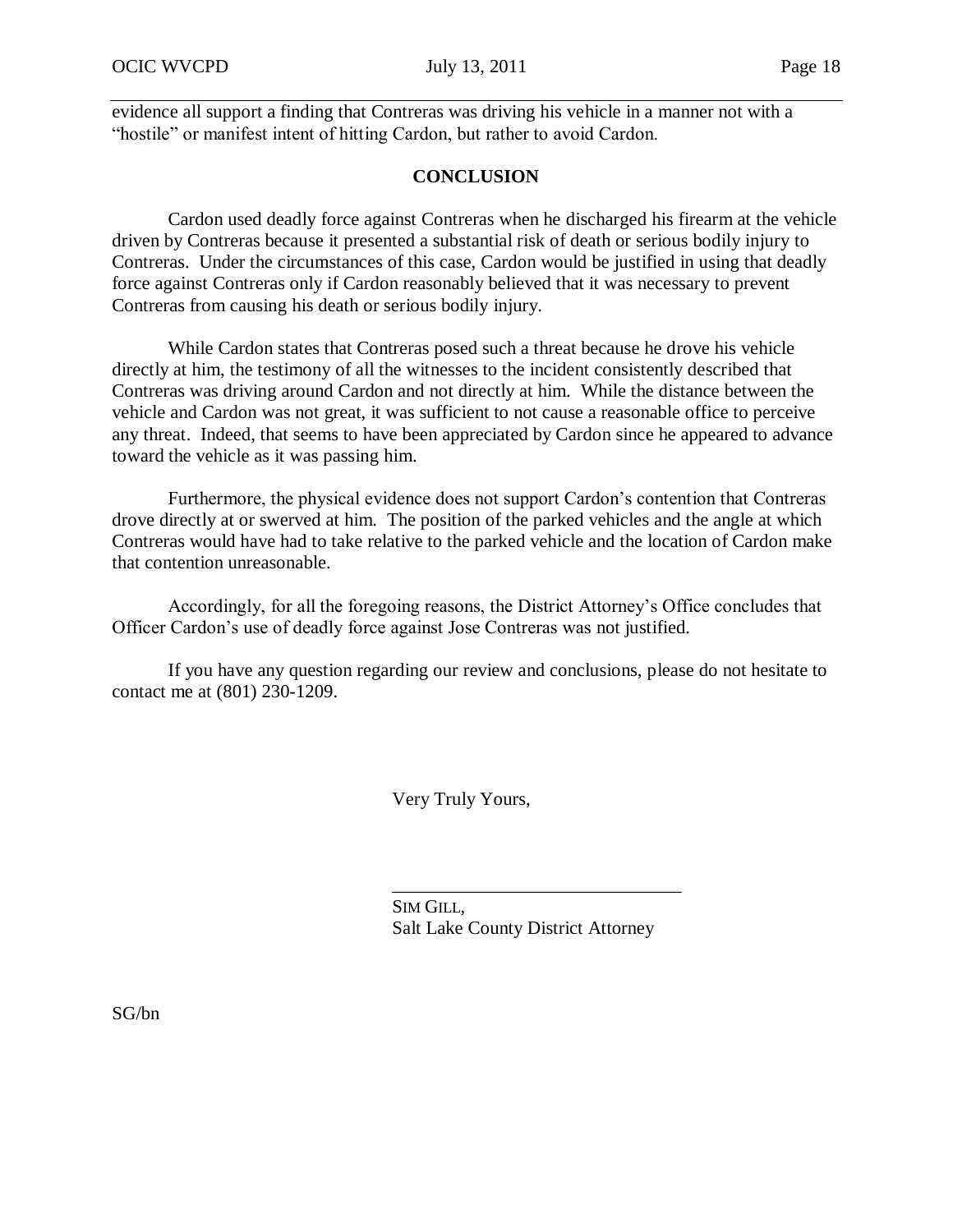evidence all support a finding that Contreras was driving his vehicle in a manner not with a "hostile" or manifest intent of hitting Cardon, but rather to avoid Cardon.

## CONCLUSION

Cardon used deadly force against Contreras when he discharged his firearm at the vehicle driven by Contreras because it presented a substantial risk of death or serious bodily injury to Contreras. Under the circumstances of this case, Cardon would be justified in using that deadly force against Contreras only if Cardon reasonably believed that it was necessary to prevent Contreras from causing his death or serious bodily injury.

While Cardon states that Contreras posed such a threat because he drove his vehicle directly at him, the testimony of all the witnesses to the incident consistently described that Contreras was driving around Cardon and not directly at him. While the distance between the vehicle and Cardon was not great, it was sufficient to not cause a reasonable office to perceive any threat. Indeed, that seems to have been appreciated by Cardon since he appeared to advance toward the vehicle as it was passing him.

Furthermore, the physical evidence does not support Cardon's contention that Contreras drove directly at or swerved at him. The position of the parked vehicles and the angle at which Contreras would have had to take relative to the parked vehicle and the location of Cardon make that contention unreasonable.

Accordingly, for all the foregoing reasons, the District Attorney's Office concludes that Officer Cardon's use of deadly force against Jose Contreras was not justified.

If you have any question regarding our review and conclusions, please do not hesitate to contact me at (801) 230-1209.

Very Truly Yours,

\_\_\_\_\_\_\_\_\_\_\_\_\_\_\_\_\_\_\_\_\_\_\_\_\_\_\_\_\_\_\_\_

SIM GILL,
Salt Lake County District Attorney

SG/bn